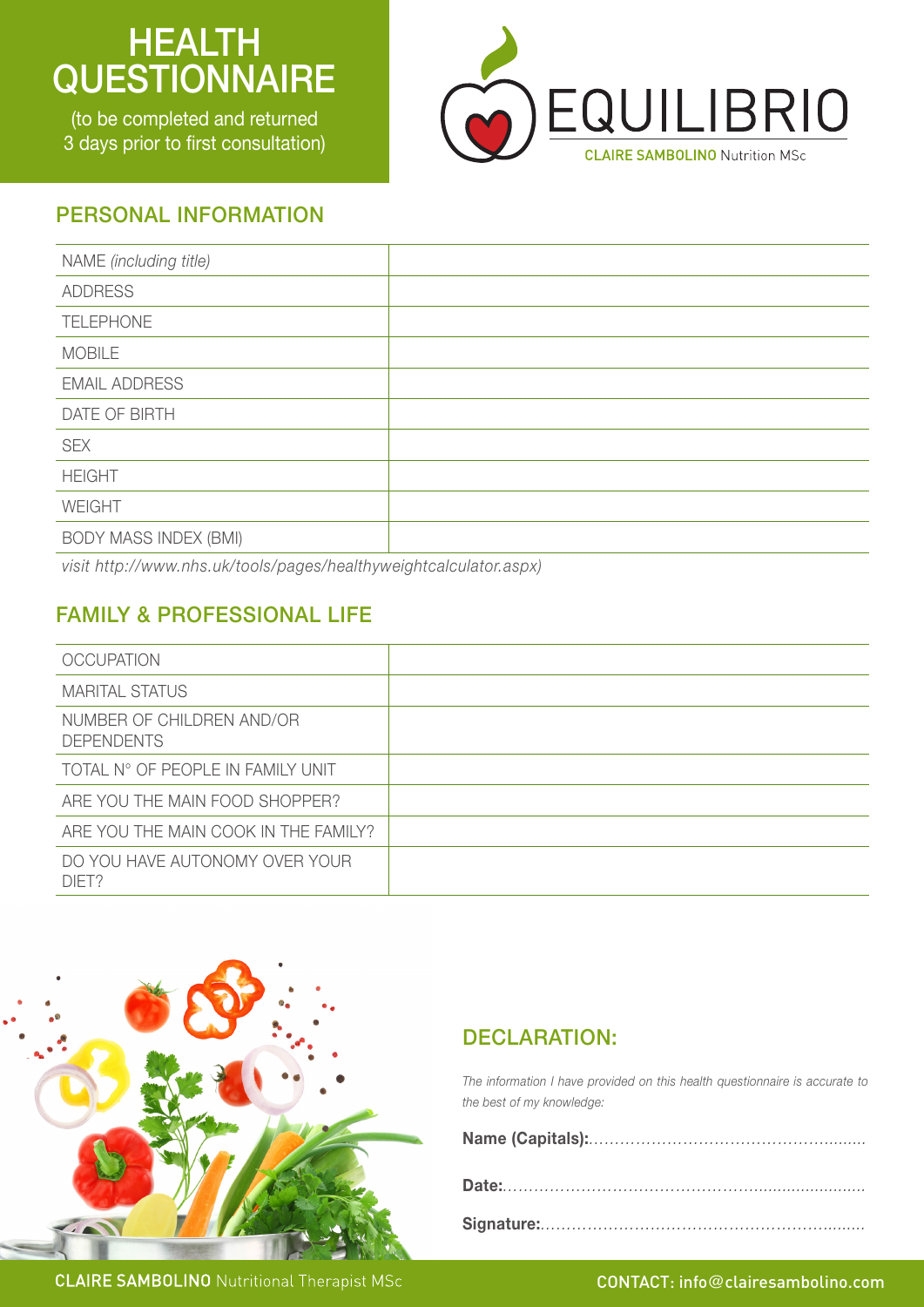# HEALTH QUESTIONNAIRE

(to be completed and returned 3 days prior to first consultation)

EQUILIBRIO

**CLAIRE SAMBOLINO** Nutrition MSc

## PERSONAL INFORMATION

| | |
|---|---|
| NAME *(including title)* | |
| ADDRESS | |
| TELEPHONE | |
| MOBILE | |
| EMAIL ADDRESS | |
| DATE OF BIRTH | |
| SEX | |
| HEIGHT | |
| WEIGHT | |
| BODY MASS INDEX (BMI) | |

*visit http://www.nhs.uk/tools/pages/healthyweightcalculator.aspx)*

## FAMILY & PROFESSIONAL LIFE

| | |
|---|---|
| OCCUPATION | |
| MARITAL STATUS | |
| NUMBER OF CHILDREN AND/OR DEPENDENTS | |
| TOTAL N° OF PEOPLE IN FAMILY UNIT | |
| ARE YOU THE MAIN FOOD SHOPPER? | |
| ARE YOU THE MAIN COOK IN THE FAMILY? | |
| DO YOU HAVE AUTONOMY OVER YOUR DIET? | |

## DECLARATION:

*The information I have provided on this health questionnaire is accurate to the best of my knowledge:*

**Name (Capitals):**.................................................

**Date:**.................................................

**Signature:**.................................................

**CLAIRE SAMBOLINO** Nutritional Therapist MSc

CONTACT: info@clairesambolino.com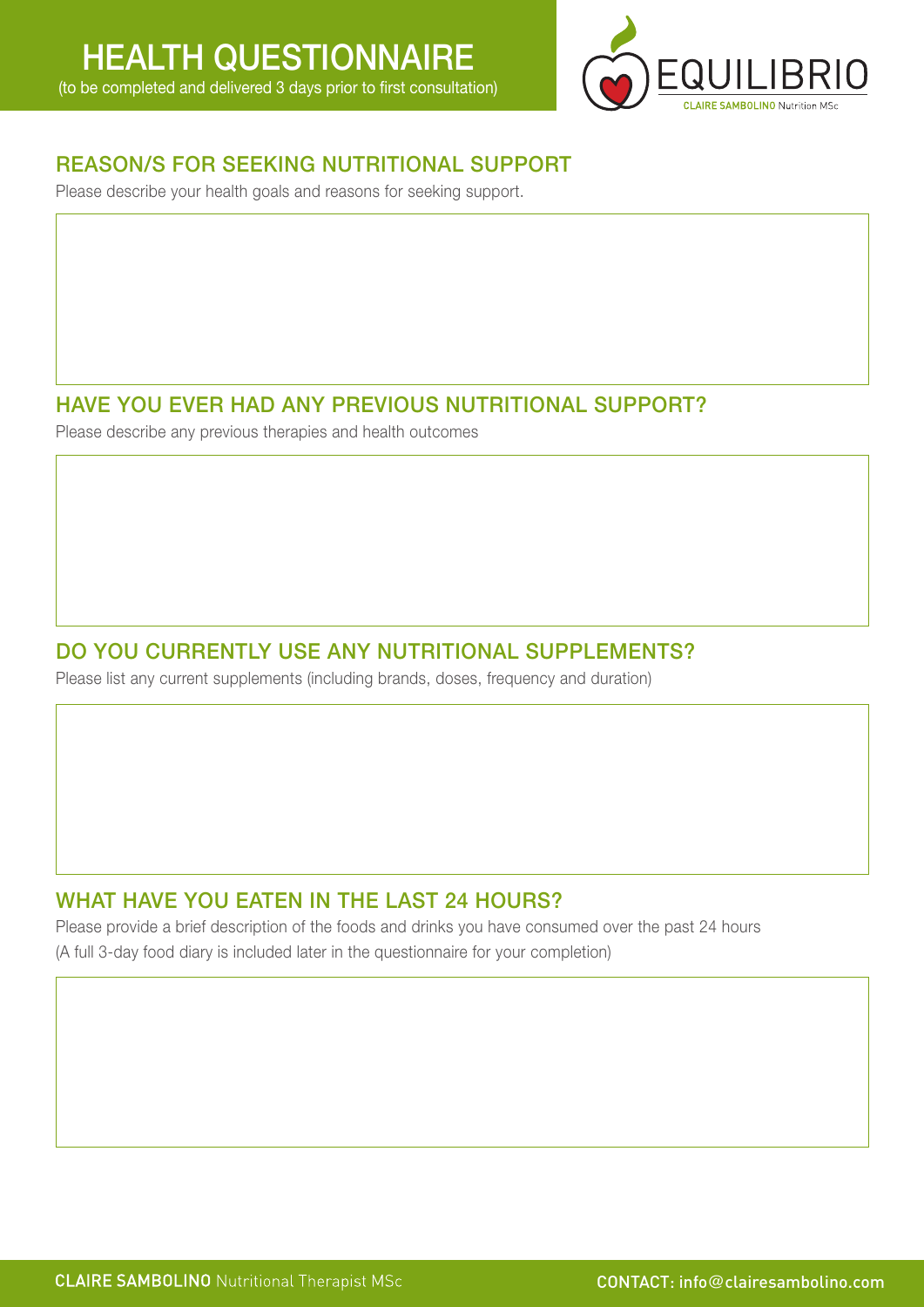# HEALTH QUESTIONNAIRE

(to be completed and delivered 3 days prior to first consultation)

EQUILIBRIO
CLAIRE SAMBOLINO Nutrition MSc

## REASON/S FOR SEEKING NUTRITIONAL SUPPORT

Please describe your health goals and reasons for seeking support.

## HAVE YOU EVER HAD ANY PREVIOUS NUTRITIONAL SUPPORT?

Please describe any previous therapies and health outcomes

## DO YOU CURRENTLY USE ANY NUTRITIONAL SUPPLEMENTS?

Please list any current supplements (including brands, doses, frequency and duration)

## WHAT HAVE YOU EATEN IN THE LAST 24 HOURS?

Please provide a brief description of the foods and drinks you have consumed over the past 24 hours
(A full 3-day food diary is included later in the questionnaire for your completion)

**CLAIRE SAMBOLINO** Nutritional Therapist MSc

**CONTACT:** info@clairesambolino.com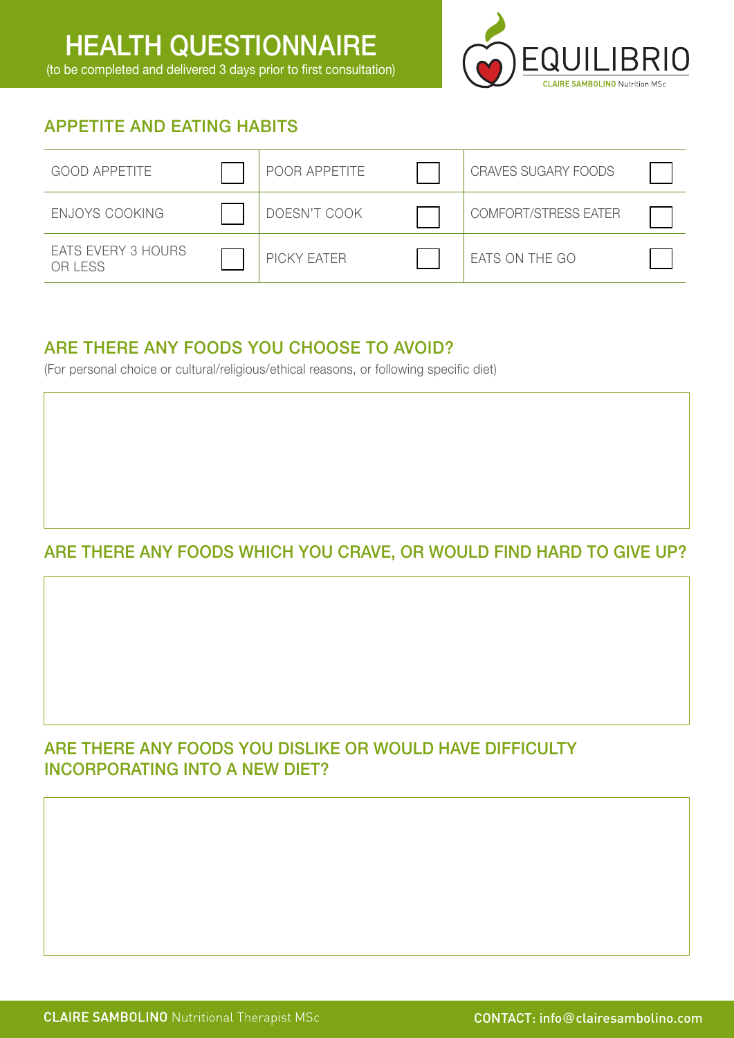# HEALTH QUESTIONNAIRE

(to be completed and delivered 3 days prior to first consultation)

EQUILIBRIO
CLAIRE SAMBOLINO Nutrition MSc

## APPETITE AND EATING HABITS

| | | | | | |
|---|---|---|---|---|---|
| GOOD APPETITE | ☐ | POOR APPETITE | ☐ | CRAVES SUGARY FOODS | ☐ |
| ENJOYS COOKING | ☐ | DOESN'T COOK | ☐ | COMFORT/STRESS EATER | ☐ |
| EATS EVERY 3 HOURS OR LESS | ☐ | PICKY EATER | ☐ | EATS ON THE GO | ☐ |

## ARE THERE ANY FOODS YOU CHOOSE TO AVOID?

(For personal choice or cultural/religious/ethical reasons, or following specific diet)

## ARE THERE ANY FOODS WHICH YOU CRAVE, OR WOULD FIND HARD TO GIVE UP?

## ARE THERE ANY FOODS YOU DISLIKE OR WOULD HAVE DIFFICULTY INCORPORATING INTO A NEW DIET?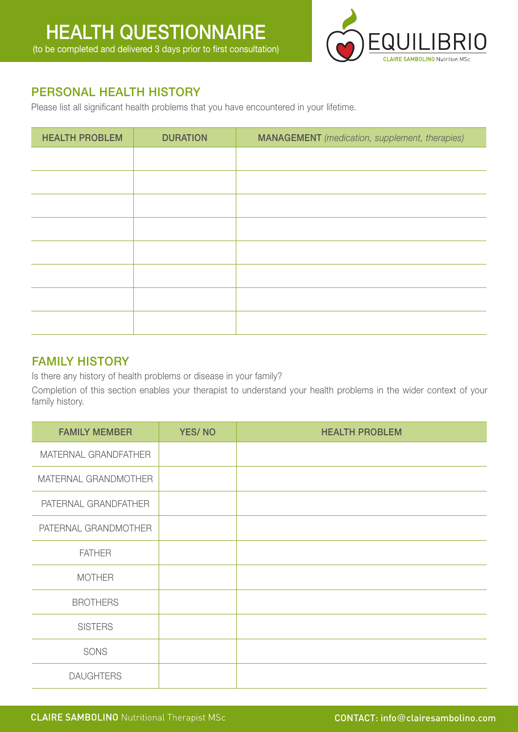# HEALTH QUESTIONNAIRE

(to be completed and delivered 3 days prior to first consultation)

EQUILIBRIO
CLAIRE SAMBOLINO Nutrition MSc

## PERSONAL HEALTH HISTORY

Please list all significant health problems that you have encountered in your lifetime.

| HEALTH PROBLEM | DURATION | MANAGEMENT *(medication, supplement, therapies)* |
|---|---|---|
| | | |
| | | |
| | | |
| | | |
| | | |
| | | |
| | | |
| | | |

## FAMILY HISTORY

Is there any history of health problems or disease in your family?

Completion of this section enables your therapist to understand your health problems in the wider context of your family history.

| FAMILY MEMBER | YES/ NO | HEALTH PROBLEM |
|---|---|---|
| MATERNAL GRANDFATHER | | |
| MATERNAL GRANDMOTHER | | |
| PATERNAL GRANDFATHER | | |
| PATERNAL GRANDMOTHER | | |
| FATHER | | |
| MOTHER | | |
| BROTHERS | | |
| SISTERS | | |
| SONS | | |
| DAUGHTERS | | |

**CLAIRE SAMBOLINO** Nutritional Therapist MSc **CONTACT: info@clairesambolino.com**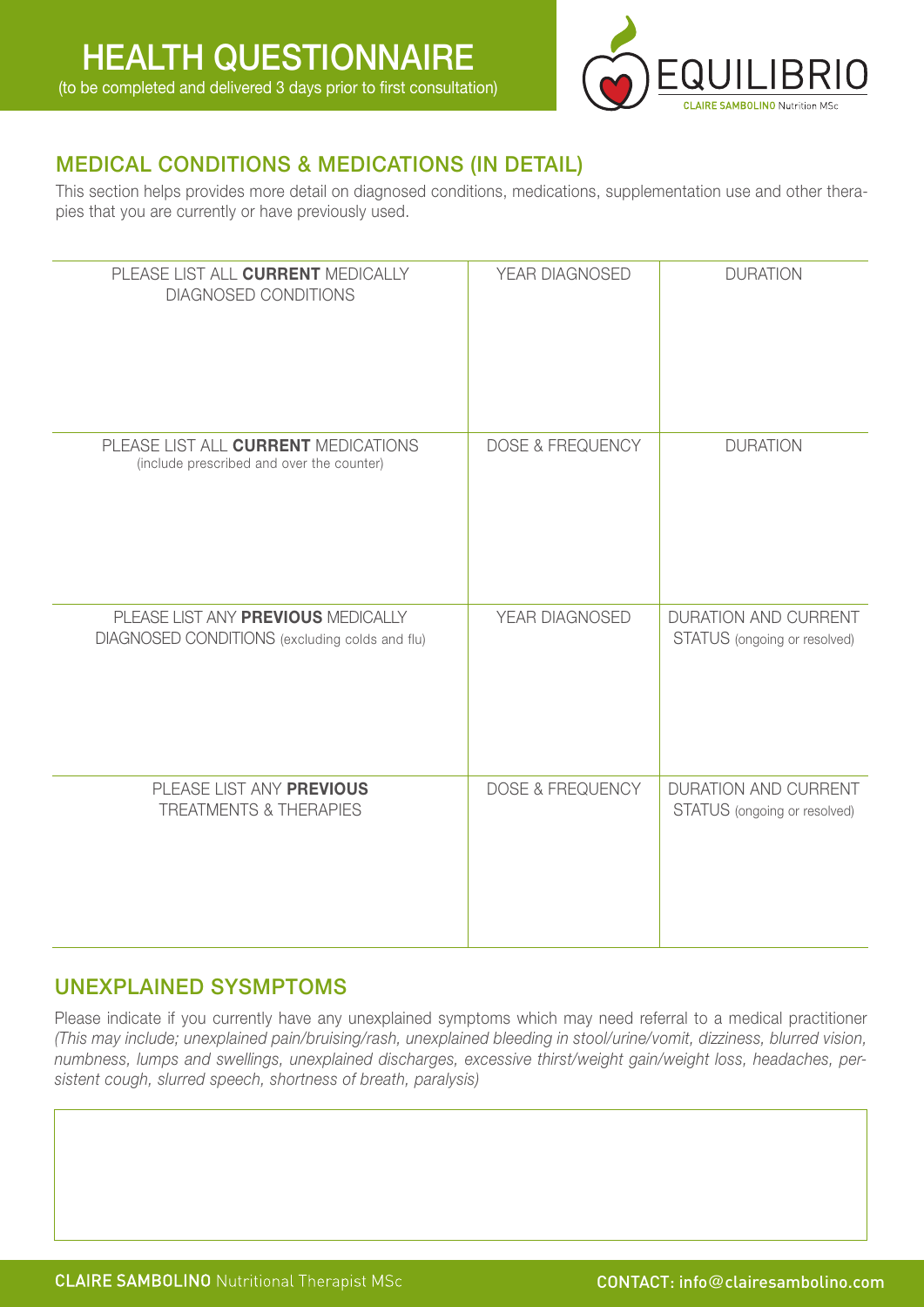# HEALTH QUESTIONNAIRE

(to be completed and delivered 3 days prior to first consultation)

EQUILIBRIO

CLAIRE SAMBOLINO Nutrition MSc

## MEDICAL CONDITIONS & MEDICATIONS (IN DETAIL)

This section helps provides more detail on diagnosed conditions, medications, supplementation use and other therapies that you are currently or have previously used.

| PLEASE LIST ALL **CURRENT** MEDICALLY DIAGNOSED CONDITIONS | YEAR DIAGNOSED | DURATION |
|---|---|---|
| | | |

| PLEASE LIST ALL **CURRENT** MEDICATIONS (include prescribed and over the counter) | DOSE & FREQUENCY | DURATION |
|---|---|---|
| | | |

| PLEASE LIST ANY **PREVIOUS** MEDICALLY DIAGNOSED CONDITIONS (excluding colds and flu) | YEAR DIAGNOSED | DURATION AND CURRENT STATUS (ongoing or resolved) |
|---|---|---|
| | | |

| PLEASE LIST ANY **PREVIOUS** TREATMENTS & THERAPIES | DOSE & FREQUENCY | DURATION AND CURRENT STATUS (ongoing or resolved) |
|---|---|---|
| | | |

## UNEXPLAINED SYSMPTOMS

Please indicate if you currently have any unexplained symptoms which may need referral to a medical practitioner *(This may include; unexplained pain/bruising/rash, unexplained bleeding in stool/urine/vomit, dizziness, blurred vision, numbness, lumps and swellings, unexplained discharges, excessive thirst/weight gain/weight loss, headaches, persistent cough, slurred speech, shortness of breath, paralysis)*

**CLAIRE SAMBOLINO** Nutritional Therapist MSc

**CONTACT:** info@clairesambolino.com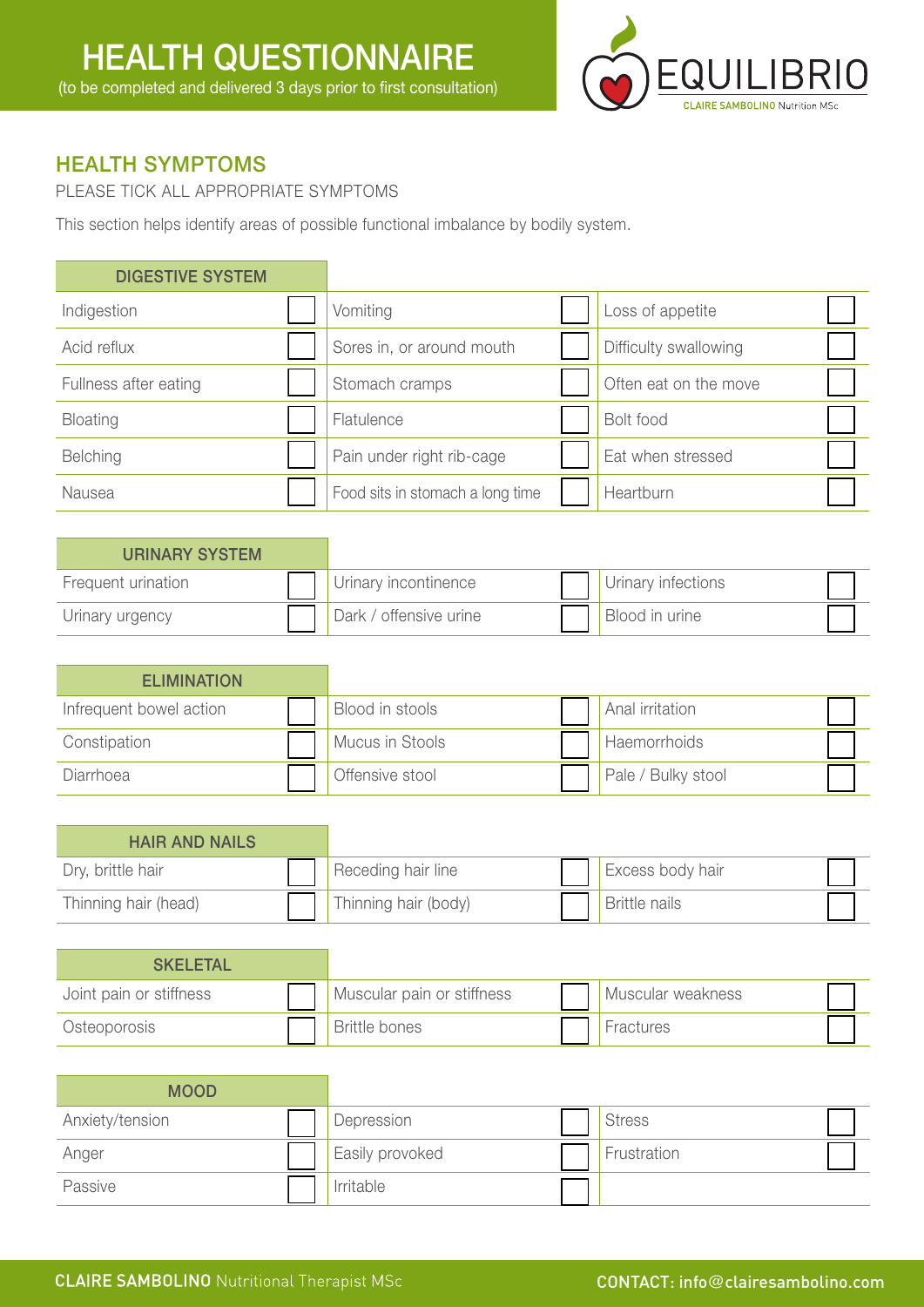# HEALTH QUESTIONNAIRE

(to be completed and delivered 3 days prior to first consultation)

EQUILIBRIO
CLAIRE SAMBOLINO Nutrition MSc

## HEALTH SYMPTOMS

PLEASE TICK ALL APPROPRIATE SYMPTOMS

This section helps identify areas of possible functional imbalance by bodily system.

| DIGESTIVE SYSTEM | | | | | |
|---|---|---|---|---|---|
| Indigestion | ☐ | Vomiting | ☐ | Loss of appetite | ☐ |
| Acid reflux | ☐ | Sores in, or around mouth | ☐ | Difficulty swallowing | ☐ |
| Fullness after eating | ☐ | Stomach cramps | ☐ | Often eat on the move | ☐ |
| Bloating | ☐ | Flatulence | ☐ | Bolt food | ☐ |
| Belching | ☐ | Pain under right rib-cage | ☐ | Eat when stressed | ☐ |
| Nausea | ☐ | Food sits in stomach a long time | ☐ | Heartburn | ☐ |

| URINARY SYSTEM | | | | | |
|---|---|---|---|---|---|
| Frequent urination | ☐ | Urinary incontinence | ☐ | Urinary infections | ☐ |
| Urinary urgency | ☐ | Dark / offensive urine | ☐ | Blood in urine | ☐ |

| ELIMINATION | | | | | |
|---|---|---|---|---|---|
| Infrequent bowel action | ☐ | Blood in stools | ☐ | Anal irritation | ☐ |
| Constipation | ☐ | Mucus in Stools | ☐ | Haemorrhoids | ☐ |
| Diarrhoea | ☐ | Offensive stool | ☐ | Pale / Bulky stool | ☐ |

| HAIR AND NAILS | | | | | |
|---|---|---|---|---|---|
| Dry, brittle hair | ☐ | Receding hair line | ☐ | Excess body hair | ☐ |
| Thinning hair (head) | ☐ | Thinning hair (body) | ☐ | Brittle nails | ☐ |

| SKELETAL | | | | | |
|---|---|---|---|---|---|
| Joint pain or stiffness | ☐ | Muscular pain or stiffness | ☐ | Muscular weakness | ☐ |
| Osteoporosis | ☐ | Brittle bones | ☐ | Fractures | ☐ |

| MOOD | | | | | |
|---|---|---|---|---|---|
| Anxiety/tension | ☐ | Depression | ☐ | Stress | ☐ |
| Anger | ☐ | Easily provoked | ☐ | Frustration | ☐ |
| Passive | ☐ | Irritable | ☐ | | |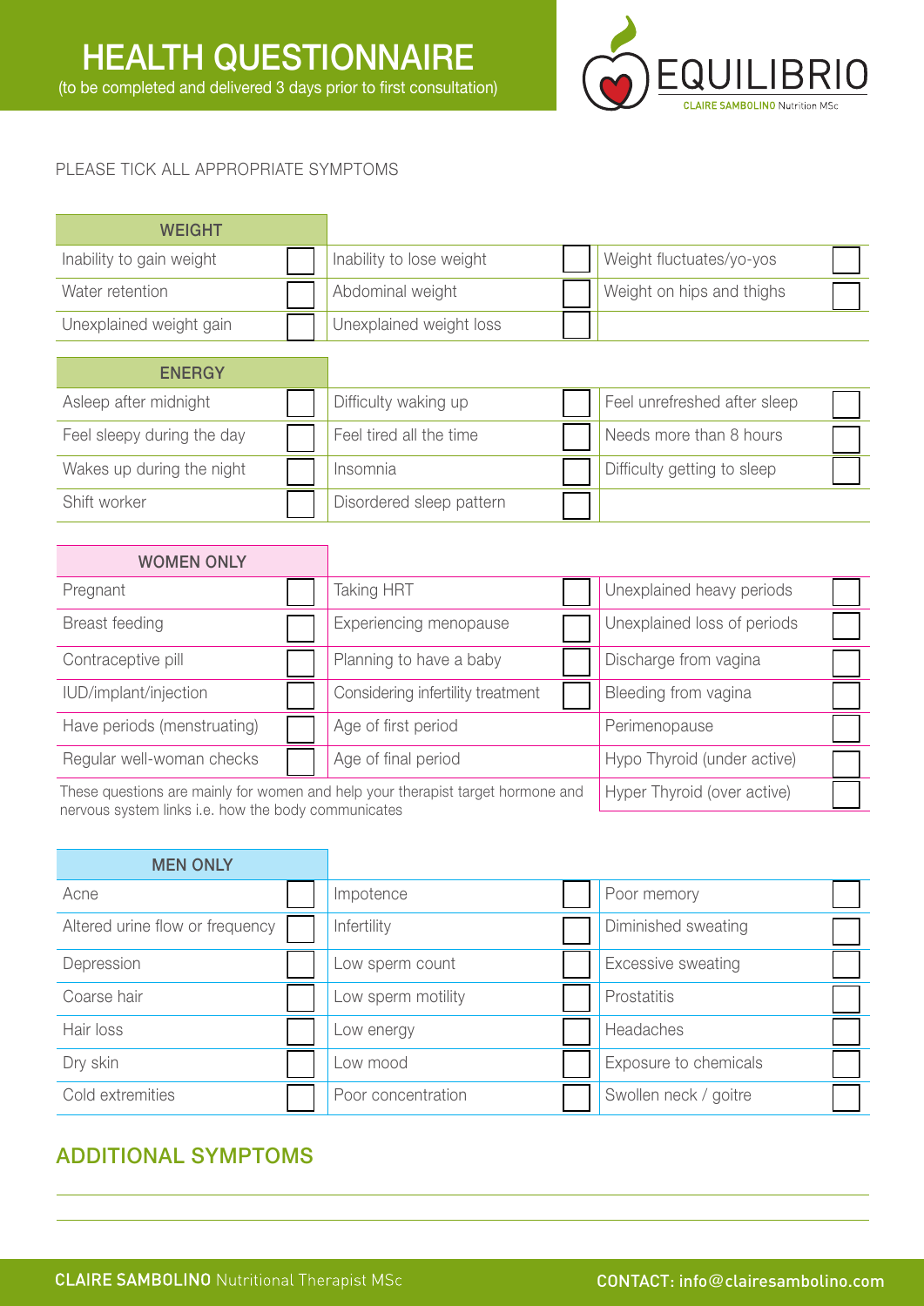# HEALTH QUESTIONNAIRE

(to be completed and delivered 3 days prior to first consultation)

EQUILIBRIO
CLAIRE SAMBOLINO Nutrition MSc

PLEASE TICK ALL APPROPRIATE SYMPTOMS

| WEIGHT | | | | | |
|---|---|---|---|---|---|
| Inability to gain weight | ☐ | Inability to lose weight | ☐ | Weight fluctuates/yo-yos | ☐ |
| Water retention | ☐ | Abdominal weight | ☐ | Weight on hips and thighs | ☐ |
| Unexplained weight gain | ☐ | Unexplained weight loss | ☐ | | |

| ENERGY | | | | | |
|---|---|---|---|---|---|
| Asleep after midnight | ☐ | Difficulty waking up | ☐ | Feel unrefreshed after sleep | ☐ |
| Feel sleepy during the day | ☐ | Feel tired all the time | ☐ | Needs more than 8 hours | ☐ |
| Wakes up during the night | ☐ | Insomnia | ☐ | Difficulty getting to sleep | ☐ |
| Shift worker | ☐ | Disordered sleep pattern | ☐ | | |

| WOMEN ONLY | | | | | |
|---|---|---|---|---|---|
| Pregnant | ☐ | Taking HRT | ☐ | Unexplained heavy periods | ☐ |
| Breast feeding | ☐ | Experiencing menopause | ☐ | Unexplained loss of periods | ☐ |
| Contraceptive pill | ☐ | Planning to have a baby | ☐ | Discharge from vagina | ☐ |
| IUD/implant/injection | ☐ | Considering infertility treatment | ☐ | Bleeding from vagina | ☐ |
| Have periods (menstruating) | ☐ | Age of first period | | Perimenopause | ☐ |
| Regular well-woman checks | ☐ | Age of final period | | Hypo Thyroid (under active) | ☐ |
| | | | | Hyper Thyroid (over active) | ☐ |

These questions are mainly for women and help your therapist target hormone and nervous system links i.e. how the body communicates

| MEN ONLY | | | | | |
|---|---|---|---|---|---|
| Acne | ☐ | Impotence | ☐ | Poor memory | ☐ |
| Altered urine flow or frequency | ☐ | Infertility | ☐ | Diminished sweating | ☐ |
| Depression | ☐ | Low sperm count | ☐ | Excessive sweating | ☐ |
| Coarse hair | ☐ | Low sperm motility | ☐ | Prostatitis | ☐ |
| Hair loss | ☐ | Low energy | ☐ | Headaches | ☐ |
| Dry skin | ☐ | Low mood | ☐ | Exposure to chemicals | ☐ |
| Cold extremities | ☐ | Poor concentration | ☐ | Swollen neck / goitre | ☐ |

## ADDITIONAL SYMPTOMS

______________________________________________

______________________________________________

**CLAIRE SAMBOLINO** Nutritional Therapist MSc

**CONTACT:** info@clairesambolino.com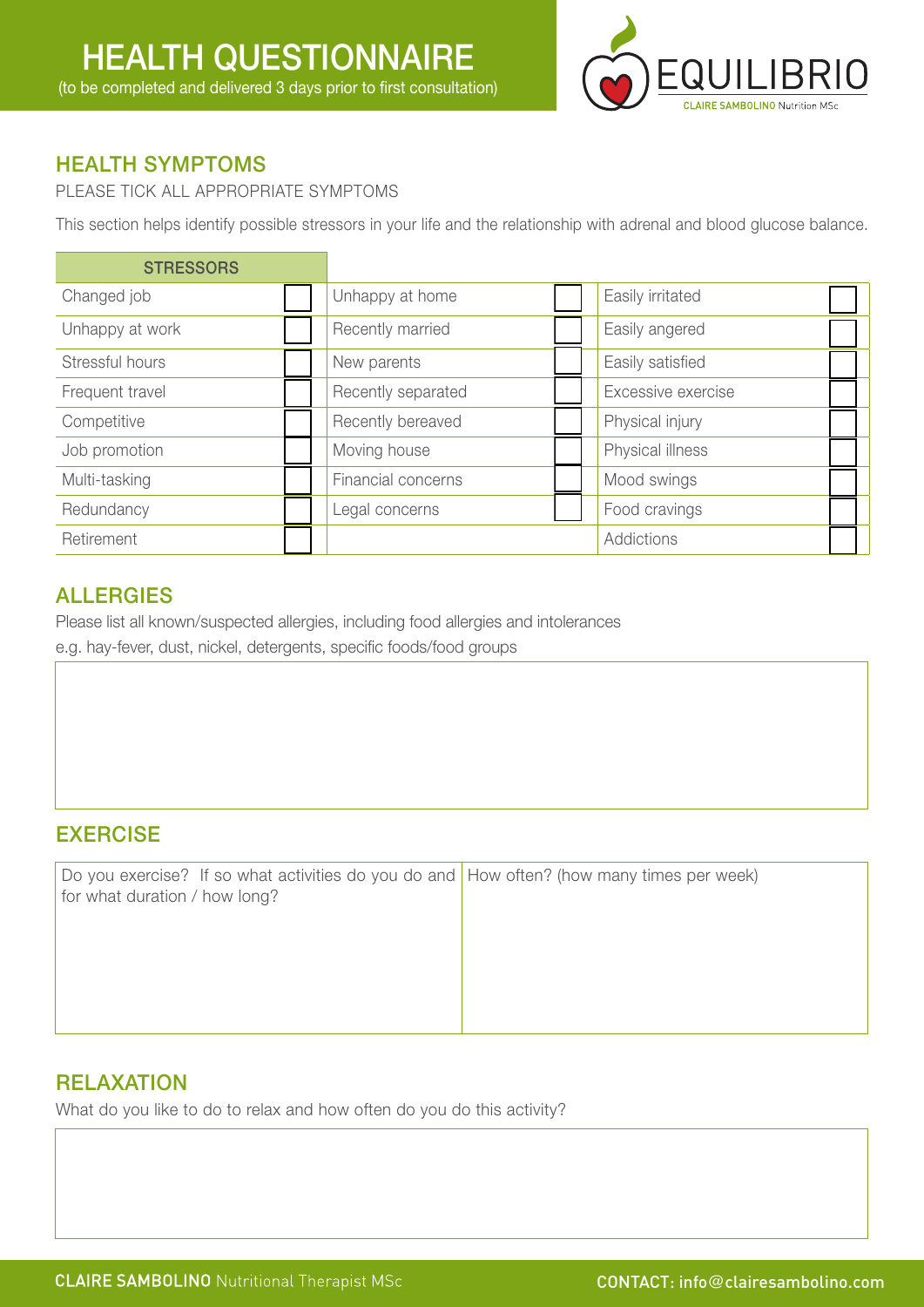# HEALTH QUESTIONNAIRE

(to be completed and delivered 3 days prior to first consultation)

EQUILIBRIO

CLAIRE SAMBOLINO Nutrition MSc

## HEALTH SYMPTOMS

PLEASE TICK ALL APPROPRIATE SYMPTOMS

This section helps identify possible stressors in your life and the relationship with adrenal and blood glucose balance.

| STRESSORS | | | | | |
|---|---|---|---|---|---|
| Changed job | ☐ | Unhappy at home | ☐ | Easily irritated | ☐ |
| Unhappy at work | ☐ | Recently married | ☐ | Easily angered | ☐ |
| Stressful hours | ☐ | New parents | ☐ | Easily satisfied | ☐ |
| Frequent travel | ☐ | Recently separated | ☐ | Excessive exercise | ☐ |
| Competitive | ☐ | Recently bereaved | ☐ | Physical injury | ☐ |
| Job promotion | ☐ | Moving house | ☐ | Physical illness | ☐ |
| Multi-tasking | ☐ | Financial concerns | ☐ | Mood swings | ☐ |
| Redundancy | ☐ | Legal concerns | ☐ | Food cravings | ☐ |
| Retirement | ☐ | | | Addictions | ☐ |

## ALLERGIES

Please list all known/suspected allergies, including food allergies and intolerances
e.g. hay-fever, dust, nickel, detergents, specific foods/food groups

## EXERCISE

| Do you exercise? If so what activities do you do and for what duration / how long? | How often? (how many times per week) |
|---|---|
| | |

## RELAXATION

What do you like to do to relax and how often do you do this activity?

**CLAIRE SAMBOLINO** Nutritional Therapist MSc

**CONTACT:** info@clairesambolino.com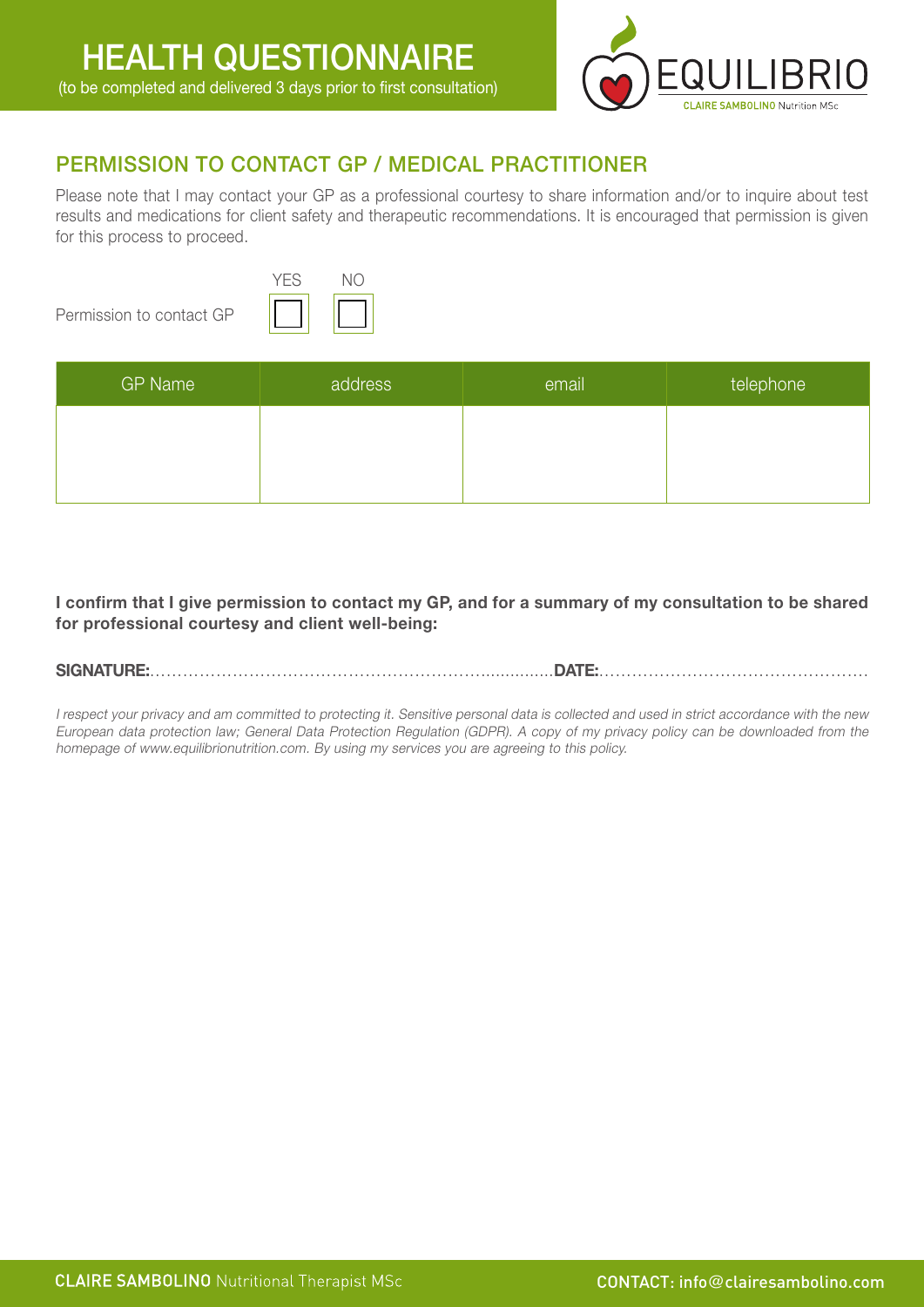# HEALTH QUESTIONNAIRE

(to be completed and delivered 3 days prior to first consultation)

EQUILIBRIO
CLAIRE SAMBOLINO Nutrition MSc

## PERMISSION TO CONTACT GP / MEDICAL PRACTITIONER

Please note that I may contact your GP as a professional courtesy to share information and/or to inquire about test results and medications for client safety and therapeutic recommendations. It is encouraged that permission is given for this process to proceed.

| | YES | NO |
|---|---|---|
| Permission to contact GP | ☐ | ☐ |

| GP Name | address | email | telephone |
|---|---|---|---|
| | | | |

**I confirm that I give permission to contact my GP, and for a summary of my consultation to be shared for professional courtesy and client well-being:**

**SIGNATURE:**.............................................................................**DATE:**...............................................

*I respect your privacy and am committed to protecting it. Sensitive personal data is collected and used in strict accordance with the new European data protection law; General Data Protection Regulation (GDPR). A copy of my privacy policy can be downloaded from the homepage of www.equilibrionutrition.com. By using my services you are agreeing to this policy.*

**CLAIRE SAMBOLINO** Nutritional Therapist MSc

**CONTACT: info@clairesambolino.com**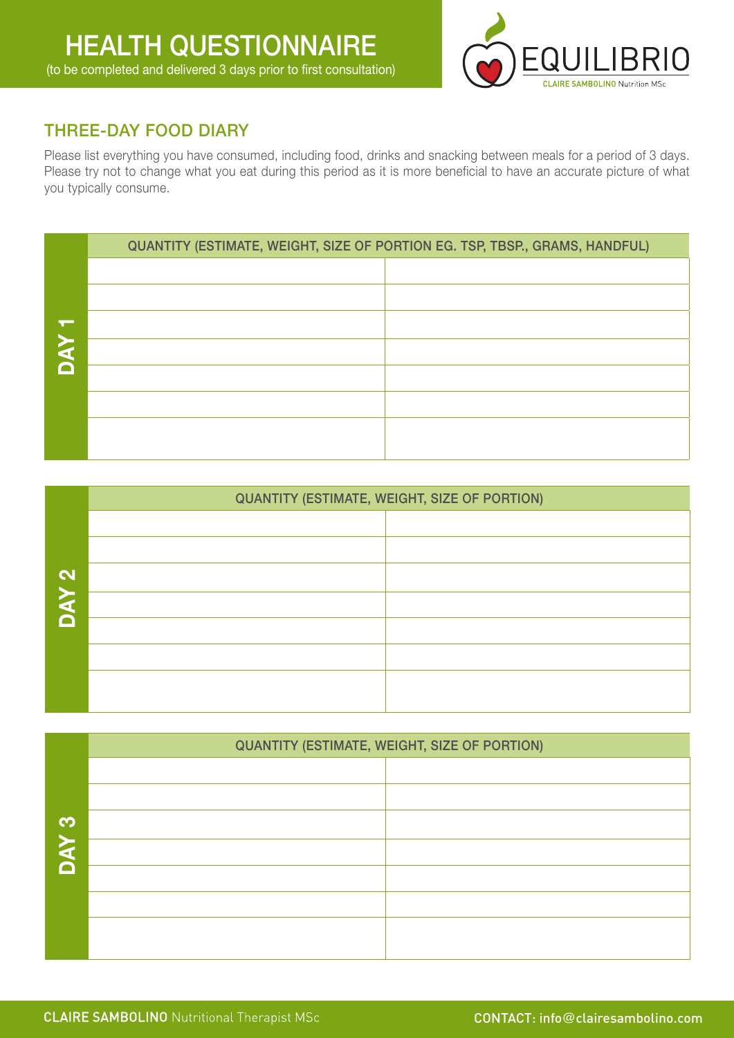# HEALTH QUESTIONNAIRE

(to be completed and delivered 3 days prior to first consultation)

EQUILIBRIO
CLAIRE SAMBOLINO Nutrition MSc

## THREE-DAY FOOD DIARY

Please list everything you have consumed, including food, drinks and snacking between meals for a period of 3 days. Please try not to change what you eat during this period as it is more beneficial to have an accurate picture of what you typically consume.

| DAY 1 | QUANTITY (ESTIMATE, WEIGHT, SIZE OF PORTION EG. TSP, TBSP., GRAMS, HANDFUL) | |
|---|---|---|
| | | |
| | | |
| | | |
| | | |
| | | |
| | | |
| | | |

| DAY 2 | QUANTITY (ESTIMATE, WEIGHT, SIZE OF PORTION) | |
|---|---|---|
| | | |
| | | |
| | | |
| | | |
| | | |
| | | |
| | | |

| DAY 3 | QUANTITY (ESTIMATE, WEIGHT, SIZE OF PORTION) | |
|---|---|---|
| | | |
| | | |
| | | |
| | | |
| | | |
| | | |
| | | |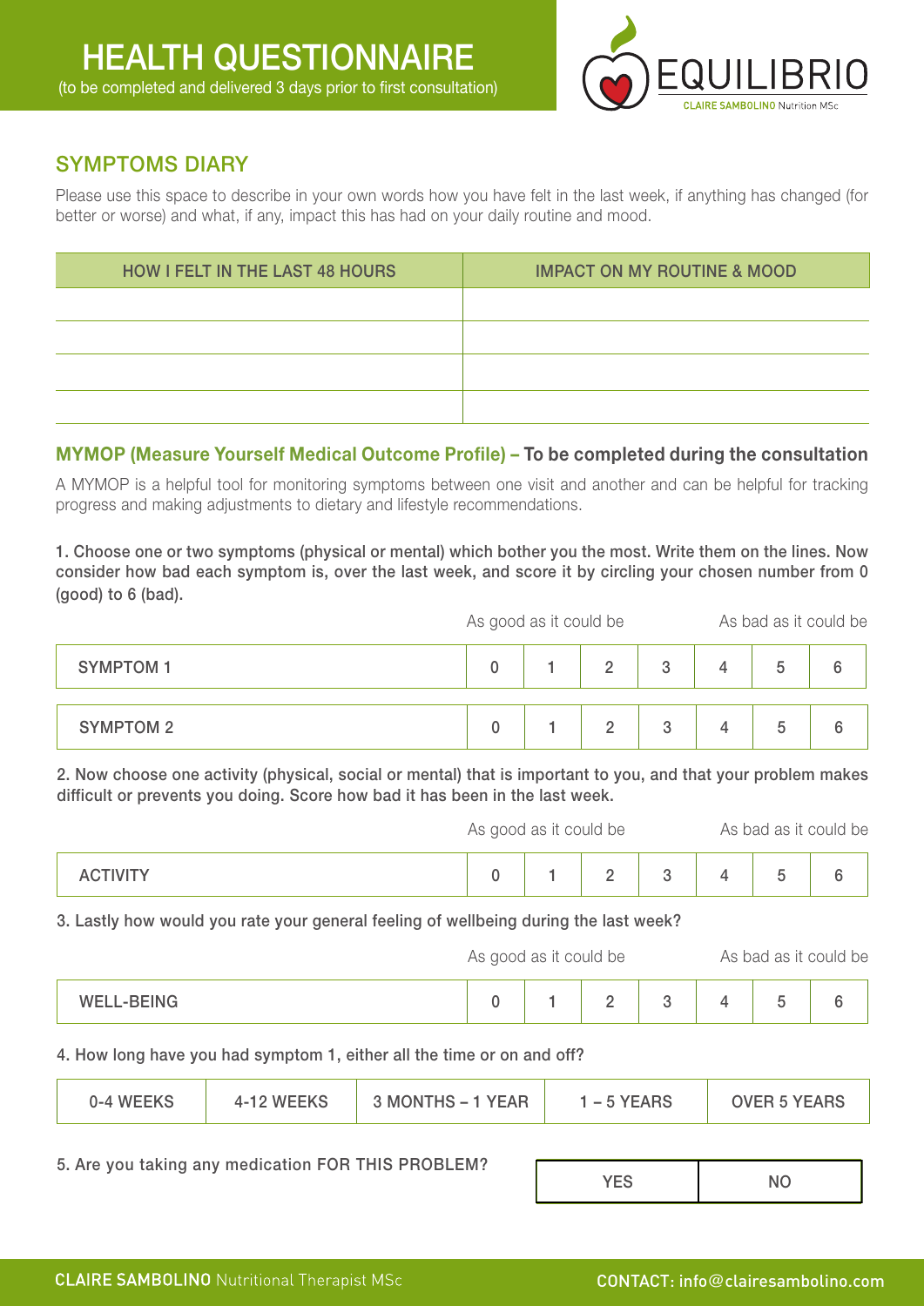# HEALTH QUESTIONNAIRE

(to be completed and delivered 3 days prior to first consultation)

EQUILIBRIO
CLAIRE SAMBOLINO Nutrition MSc

## SYMPTOMS DIARY

Please use this space to describe in your own words how you have felt in the last week, if anything has changed (for better or worse) and what, if any, impact this has had on your daily routine and mood.

| HOW I FELT IN THE LAST 48 HOURS | IMPACT ON MY ROUTINE & MOOD |
|---|---|
| | |
| | |
| | |
| | |

## MYMOP (Measure Yourself Medical Outcome Profile) – **To be completed during the consultation**

A MYMOP is a helpful tool for monitoring symptoms between one visit and another and can be helpful for tracking progress and making adjustments to dietary and lifestyle recommendations.

**1. Choose one or two symptoms (physical or mental) which bother you the most. Write them on the lines. Now consider how bad each symptom is, over the last week, and score it by circling your chosen number from 0 (good) to 6 (bad).**

| | As good as it could be | | | | | | As bad as it could be |
|---|---|---|---|---|---|---|---|
| SYMPTOM 1 | 0 | 1 | 2 | 3 | 4 | 5 | 6 |
| SYMPTOM 2 | 0 | 1 | 2 | 3 | 4 | 5 | 6 |

**2. Now choose one activity (physical, social or mental) that is important to you, and that your problem makes difficult or prevents you doing. Score how bad it has been in the last week.**

| | As good as it could be | | | | | | As bad as it could be |
|---|---|---|---|---|---|---|---|
| ACTIVITY | 0 | 1 | 2 | 3 | 4 | 5 | 6 |

**3. Lastly how would you rate your general feeling of wellbeing during the last week?**

| | As good as it could be | | | | | | As bad as it could be |
|---|---|---|---|---|---|---|---|
| WELL-BEING | 0 | 1 | 2 | 3 | 4 | 5 | 6 |

**4. How long have you had symptom 1, either all the time or on and off?**

| | | | | |
|---|---|---|---|---|
| 0-4 WEEKS | 4-12 WEEKS | 3 MONTHS – 1 YEAR | 1 – 5 YEARS | OVER 5 YEARS |

**5. Are you taking any medication FOR THIS PROBLEM?**

| | |
|---|---|
| YES | NO |

CLAIRE SAMBOLINO Nutritional Therapist MSc
CONTACT: info@clairesambolino.com